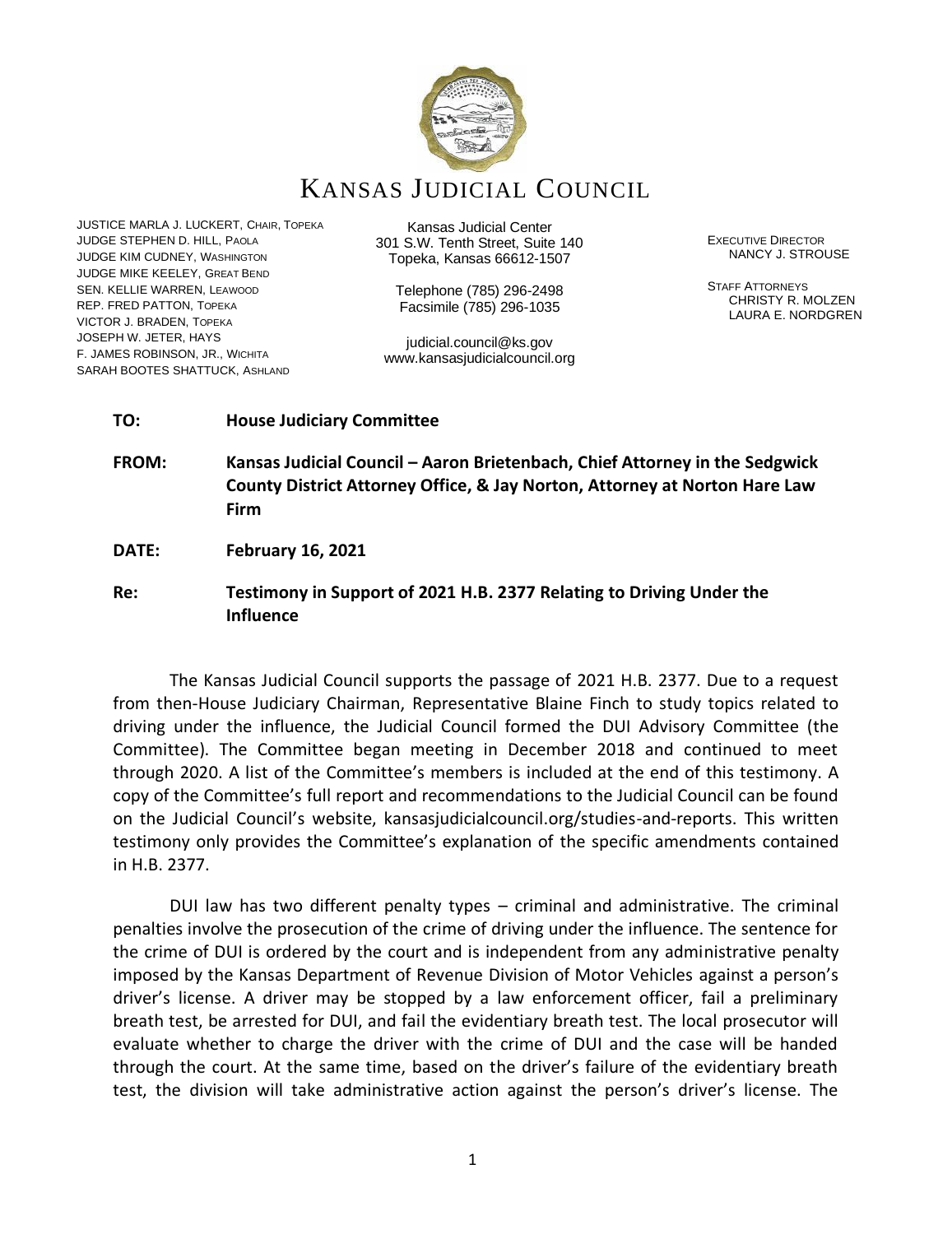# KANSAS JUDICIAL COUNCIL

JUSTICE MARLA J. LUCKERT, CHAIR, TOPEKA
JUDGE STEPHEN D. HILL, PAOLA
JUDGE KIM CUDNEY, WASHINGTON
JUDGE MIKE KEELEY, GREAT BEND
SEN. KELLIE WARREN, LEAWOOD
REP. FRED PATTON, TOPEKA
VICTOR J. BRADEN, TOPEKA
JOSEPH W. JETER, HAYS
F. JAMES ROBINSON, JR., WICHITA
SARAH BOOTES SHATTUCK, ASHLAND

Kansas Judicial Center
301 S.W. Tenth Street, Suite 140
Topeka, Kansas 66612-1507

Telephone (785) 296-2498
Facsimile (785) 296-1035

judicial.council@ks.gov
www.kansasjudicialcouncil.org

EXECUTIVE DIRECTOR
NANCY J. STROUSE

STAFF ATTORNEYS
CHRISTY R. MOLZEN
LAURA E. NORDGREN

**TO:** **House Judiciary Committee**

**FROM:** **Kansas Judicial Council – Aaron Brietenbach, Chief Attorney in the Sedgwick County District Attorney Office, & Jay Norton, Attorney at Norton Hare Law Firm**

**DATE:** **February 16, 2021**

**Re:** **Testimony in Support of 2021 H.B. 2377 Relating to Driving Under the Influence**

The Kansas Judicial Council supports the passage of 2021 H.B. 2377. Due to a request from then-House Judiciary Chairman, Representative Blaine Finch to study topics related to driving under the influence, the Judicial Council formed the DUI Advisory Committee (the Committee). The Committee began meeting in December 2018 and continued to meet through 2020. A list of the Committee's members is included at the end of this testimony. A copy of the Committee's full report and recommendations to the Judicial Council can be found on the Judicial Council's website, kansasjudicialcouncil.org/studies-and-reports. This written testimony only provides the Committee's explanation of the specific amendments contained in H.B. 2377.

DUI law has two different penalty types – criminal and administrative. The criminal penalties involve the prosecution of the crime of driving under the influence. The sentence for the crime of DUI is ordered by the court and is independent from any administrative penalty imposed by the Kansas Department of Revenue Division of Motor Vehicles against a person's driver's license. A driver may be stopped by a law enforcement officer, fail a preliminary breath test, be arrested for DUI, and fail the evidentiary breath test. The local prosecutor will evaluate whether to charge the driver with the crime of DUI and the case will be handed through the court. At the same time, based on the driver's failure of the evidentiary breath test, the division will take administrative action against the person's driver's license. The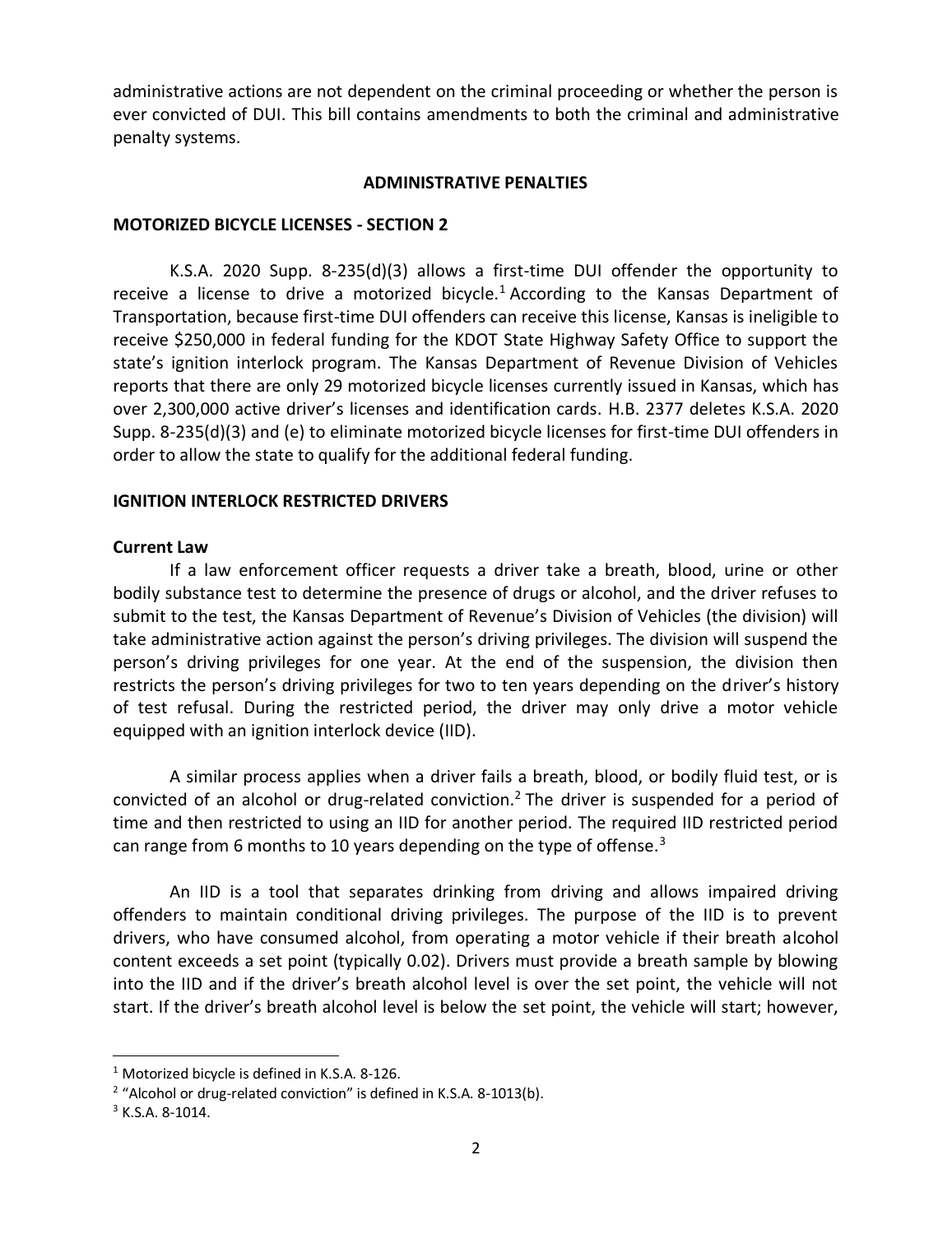administrative actions are not dependent on the criminal proceeding or whether the person is ever convicted of DUI. This bill contains amendments to both the criminal and administrative penalty systems.

## ADMINISTRATIVE PENALTIES

### MOTORIZED BICYCLE LICENSES - SECTION 2

K.S.A. 2020 Supp. 8-235(d)(3) allows a first-time DUI offender the opportunity to receive a license to drive a motorized bicycle.[1] According to the Kansas Department of Transportation, because first-time DUI offenders can receive this license, Kansas is ineligible to receive $250,000 in federal funding for the KDOT State Highway Safety Office to support the state's ignition interlock program. The Kansas Department of Revenue Division of Vehicles reports that there are only 29 motorized bicycle licenses currently issued in Kansas, which has over 2,300,000 active driver's licenses and identification cards. H.B. 2377 deletes K.S.A. 2020 Supp. 8-235(d)(3) and (e) to eliminate motorized bicycle licenses for first-time DUI offenders in order to allow the state to qualify for the additional federal funding.

### IGNITION INTERLOCK RESTRICTED DRIVERS

**Current Law**

If a law enforcement officer requests a driver take a breath, blood, urine or other bodily substance test to determine the presence of drugs or alcohol, and the driver refuses to submit to the test, the Kansas Department of Revenue's Division of Vehicles (the division) will take administrative action against the person's driving privileges. The division will suspend the person's driving privileges for one year. At the end of the suspension, the division then restricts the person's driving privileges for two to ten years depending on the driver's history of test refusal. During the restricted period, the driver may only drive a motor vehicle equipped with an ignition interlock device (IID).

A similar process applies when a driver fails a breath, blood, or bodily fluid test, or is convicted of an alcohol or drug-related conviction.[2] The driver is suspended for a period of time and then restricted to using an IID for another period. The required IID restricted period can range from 6 months to 10 years depending on the type of offense.[3]

An IID is a tool that separates drinking from driving and allows impaired driving offenders to maintain conditional driving privileges. The purpose of the IID is to prevent drivers, who have consumed alcohol, from operating a motor vehicle if their breath alcohol content exceeds a set point (typically 0.02). Drivers must provide a breath sample by blowing into the IID and if the driver's breath alcohol level is over the set point, the vehicle will not start. If the driver's breath alcohol level is below the set point, the vehicle will start; however,

---

[1] Motorized bicycle is defined in K.S.A. 8-126.

[2] "Alcohol or drug-related conviction" is defined in K.S.A. 8-1013(b).

[3] K.S.A. 8-1014.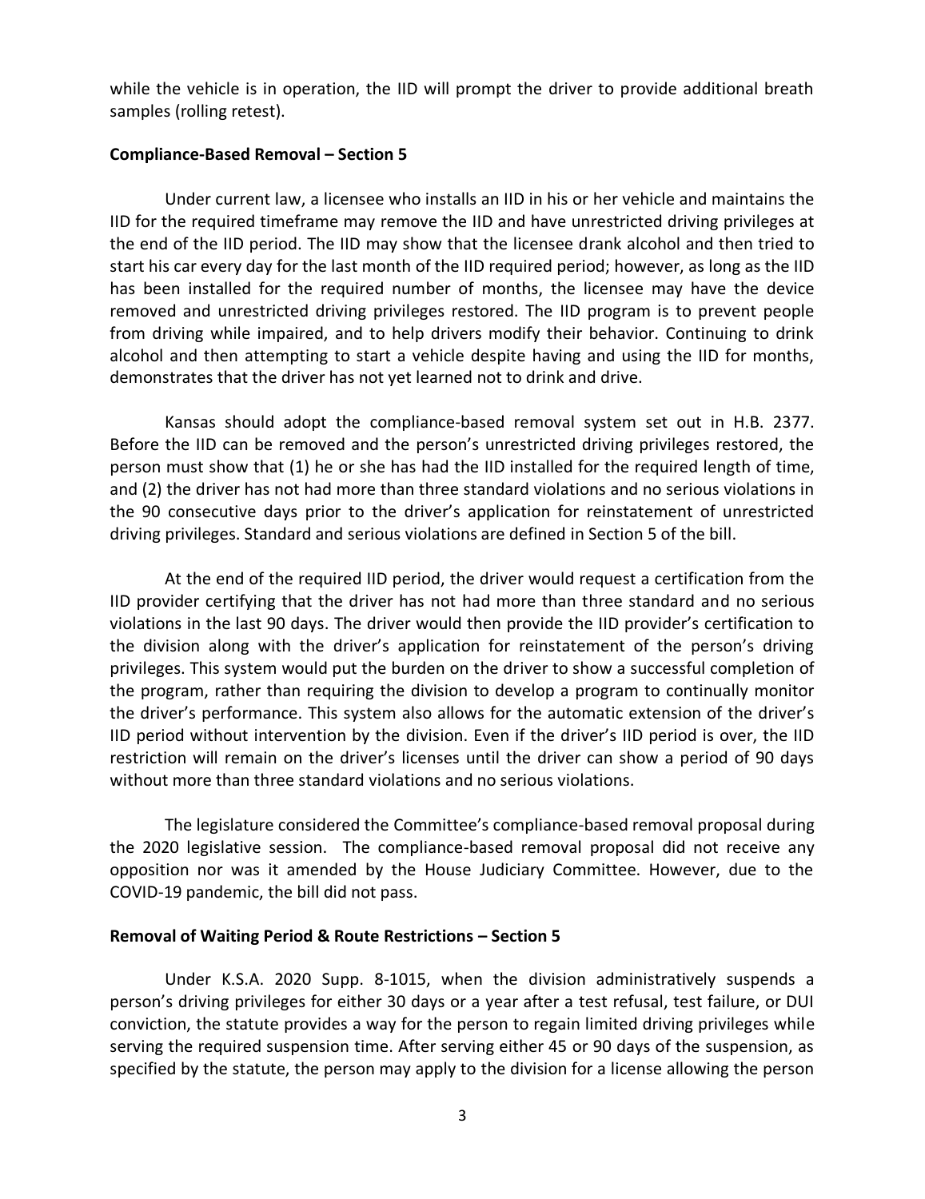while the vehicle is in operation, the IID will prompt the driver to provide additional breath samples (rolling retest).

**Compliance-Based Removal – Section 5**

Under current law, a licensee who installs an IID in his or her vehicle and maintains the IID for the required timeframe may remove the IID and have unrestricted driving privileges at the end of the IID period. The IID may show that the licensee drank alcohol and then tried to start his car every day for the last month of the IID required period; however, as long as the IID has been installed for the required number of months, the licensee may have the device removed and unrestricted driving privileges restored. The IID program is to prevent people from driving while impaired, and to help drivers modify their behavior. Continuing to drink alcohol and then attempting to start a vehicle despite having and using the IID for months, demonstrates that the driver has not yet learned not to drink and drive.

Kansas should adopt the compliance-based removal system set out in H.B. 2377. Before the IID can be removed and the person's unrestricted driving privileges restored, the person must show that (1) he or she has had the IID installed for the required length of time, and (2) the driver has not had more than three standard violations and no serious violations in the 90 consecutive days prior to the driver's application for reinstatement of unrestricted driving privileges. Standard and serious violations are defined in Section 5 of the bill.

At the end of the required IID period, the driver would request a certification from the IID provider certifying that the driver has not had more than three standard and no serious violations in the last 90 days. The driver would then provide the IID provider's certification to the division along with the driver's application for reinstatement of the person's driving privileges. This system would put the burden on the driver to show a successful completion of the program, rather than requiring the division to develop a program to continually monitor the driver's performance. This system also allows for the automatic extension of the driver's IID period without intervention by the division. Even if the driver's IID period is over, the IID restriction will remain on the driver's licenses until the driver can show a period of 90 days without more than three standard violations and no serious violations.

The legislature considered the Committee's compliance-based removal proposal during the 2020 legislative session. The compliance-based removal proposal did not receive any opposition nor was it amended by the House Judiciary Committee. However, due to the COVID-19 pandemic, the bill did not pass.

**Removal of Waiting Period & Route Restrictions – Section 5**

Under K.S.A. 2020 Supp. 8-1015, when the division administratively suspends a person's driving privileges for either 30 days or a year after a test refusal, test failure, or DUI conviction, the statute provides a way for the person to regain limited driving privileges while serving the required suspension time. After serving either 45 or 90 days of the suspension, as specified by the statute, the person may apply to the division for a license allowing the person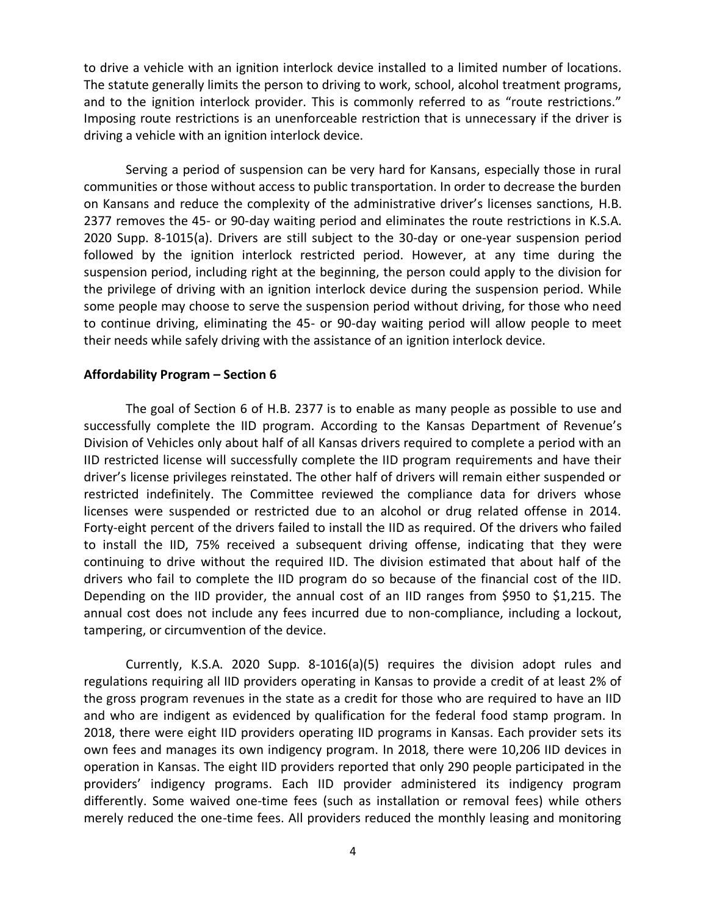to drive a vehicle with an ignition interlock device installed to a limited number of locations. The statute generally limits the person to driving to work, school, alcohol treatment programs, and to the ignition interlock provider. This is commonly referred to as "route restrictions." Imposing route restrictions is an unenforceable restriction that is unnecessary if the driver is driving a vehicle with an ignition interlock device.

Serving a period of suspension can be very hard for Kansans, especially those in rural communities or those without access to public transportation. In order to decrease the burden on Kansans and reduce the complexity of the administrative driver's licenses sanctions, H.B. 2377 removes the 45- or 90-day waiting period and eliminates the route restrictions in K.S.A. 2020 Supp. 8-1015(a). Drivers are still subject to the 30-day or one-year suspension period followed by the ignition interlock restricted period. However, at any time during the suspension period, including right at the beginning, the person could apply to the division for the privilege of driving with an ignition interlock device during the suspension period. While some people may choose to serve the suspension period without driving, for those who need to continue driving, eliminating the 45- or 90-day waiting period will allow people to meet their needs while safely driving with the assistance of an ignition interlock device.

**Affordability Program – Section 6**

The goal of Section 6 of H.B. 2377 is to enable as many people as possible to use and successfully complete the IID program. According to the Kansas Department of Revenue's Division of Vehicles only about half of all Kansas drivers required to complete a period with an IID restricted license will successfully complete the IID program requirements and have their driver's license privileges reinstated. The other half of drivers will remain either suspended or restricted indefinitely. The Committee reviewed the compliance data for drivers whose licenses were suspended or restricted due to an alcohol or drug related offense in 2014. Forty-eight percent of the drivers failed to install the IID as required. Of the drivers who failed to install the IID, 75% received a subsequent driving offense, indicating that they were continuing to drive without the required IID. The division estimated that about half of the drivers who fail to complete the IID program do so because of the financial cost of the IID. Depending on the IID provider, the annual cost of an IID ranges from $950 to $1,215. The annual cost does not include any fees incurred due to non-compliance, including a lockout, tampering, or circumvention of the device.

Currently, K.S.A. 2020 Supp. 8-1016(a)(5) requires the division adopt rules and regulations requiring all IID providers operating in Kansas to provide a credit of at least 2% of the gross program revenues in the state as a credit for those who are required to have an IID and who are indigent as evidenced by qualification for the federal food stamp program. In 2018, there were eight IID providers operating IID programs in Kansas. Each provider sets its own fees and manages its own indigency program. In 2018, there were 10,206 IID devices in operation in Kansas. The eight IID providers reported that only 290 people participated in the providers' indigency programs. Each IID provider administered its indigency program differently. Some waived one-time fees (such as installation or removal fees) while others merely reduced the one-time fees. All providers reduced the monthly leasing and monitoring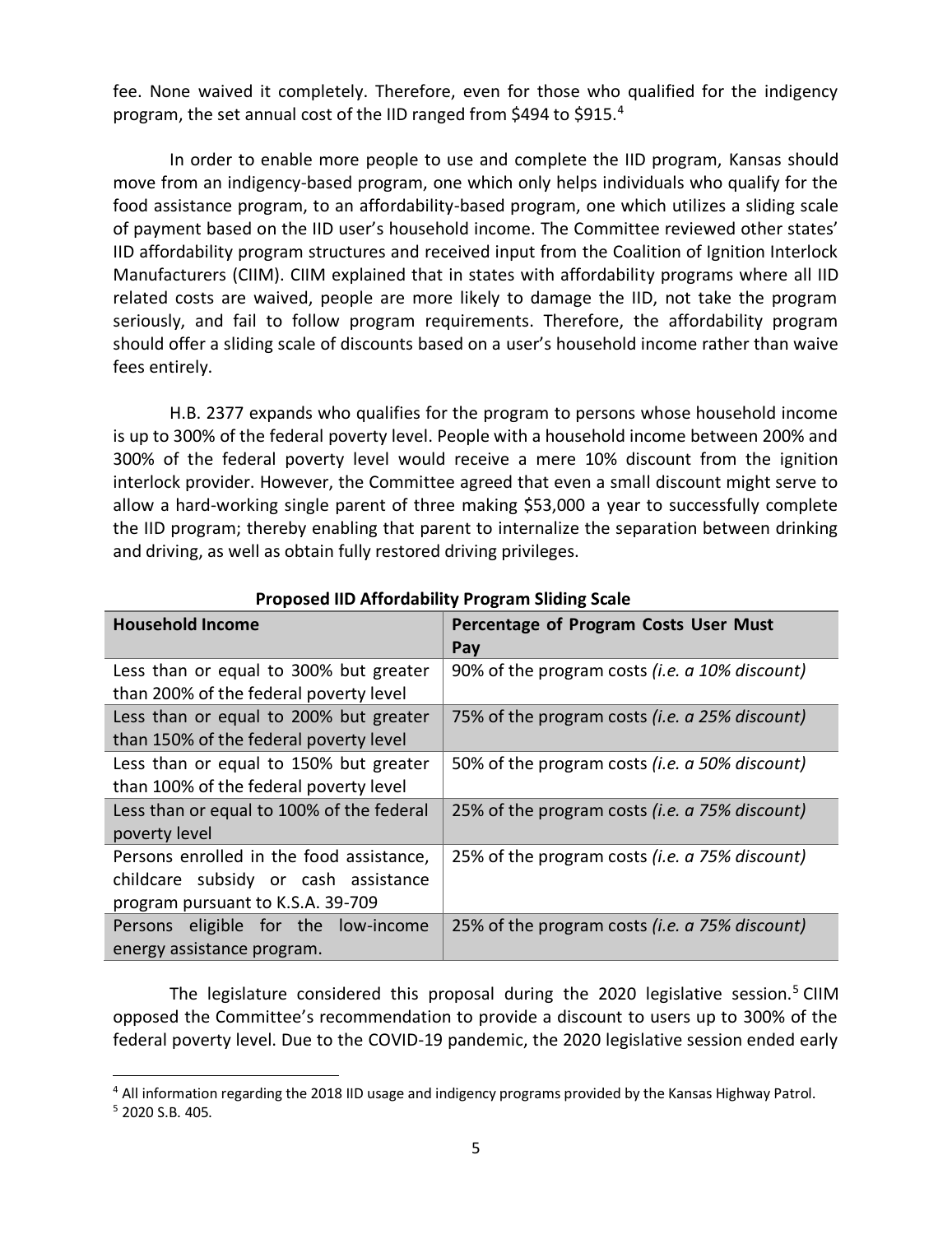fee. None waived it completely. Therefore, even for those who qualified for the indigency program, the set annual cost of the IID ranged from $494 to $915.[4]

In order to enable more people to use and complete the IID program, Kansas should move from an indigency-based program, one which only helps individuals who qualify for the food assistance program, to an affordability-based program, one which utilizes a sliding scale of payment based on the IID user's household income. The Committee reviewed other states' IID affordability program structures and received input from the Coalition of Ignition Interlock Manufacturers (CIIM). CIIM explained that in states with affordability programs where all IID related costs are waived, people are more likely to damage the IID, not take the program seriously, and fail to follow program requirements. Therefore, the affordability program should offer a sliding scale of discounts based on a user's household income rather than waive fees entirely.

H.B. 2377 expands who qualifies for the program to persons whose household income is up to 300% of the federal poverty level. People with a household income between 200% and 300% of the federal poverty level would receive a mere 10% discount from the ignition interlock provider. However, the Committee agreed that even a small discount might serve to allow a hard-working single parent of three making $53,000 a year to successfully complete the IID program; thereby enabling that parent to internalize the separation between drinking and driving, as well as obtain fully restored driving privileges.

**Proposed IID Affordability Program Sliding Scale**

| **Household Income** | **Percentage of Program Costs User Must Pay** |
|---|---|
| Less than or equal to 300% but greater than 200% of the federal poverty level | 90% of the program costs *(i.e. a 10% discount)* |
| Less than or equal to 200% but greater than 150% of the federal poverty level | 75% of the program costs *(i.e. a 25% discount)* |
| Less than or equal to 150% but greater than 100% of the federal poverty level | 50% of the program costs *(i.e. a 50% discount)* |
| Less than or equal to 100% of the federal poverty level | 25% of the program costs *(i.e. a 75% discount)* |
| Persons enrolled in the food assistance, childcare subsidy or cash assistance program pursuant to K.S.A. 39-709 | 25% of the program costs *(i.e. a 75% discount)* |
| Persons eligible for the low-income energy assistance program. | 25% of the program costs *(i.e. a 75% discount)* |

The legislature considered this proposal during the 2020 legislative session.[5] CIIM opposed the Committee's recommendation to provide a discount to users up to 300% of the federal poverty level. Due to the COVID-19 pandemic, the 2020 legislative session ended early

[4] All information regarding the 2018 IID usage and indigency programs provided by the Kansas Highway Patrol.

[5] 2020 S.B. 405.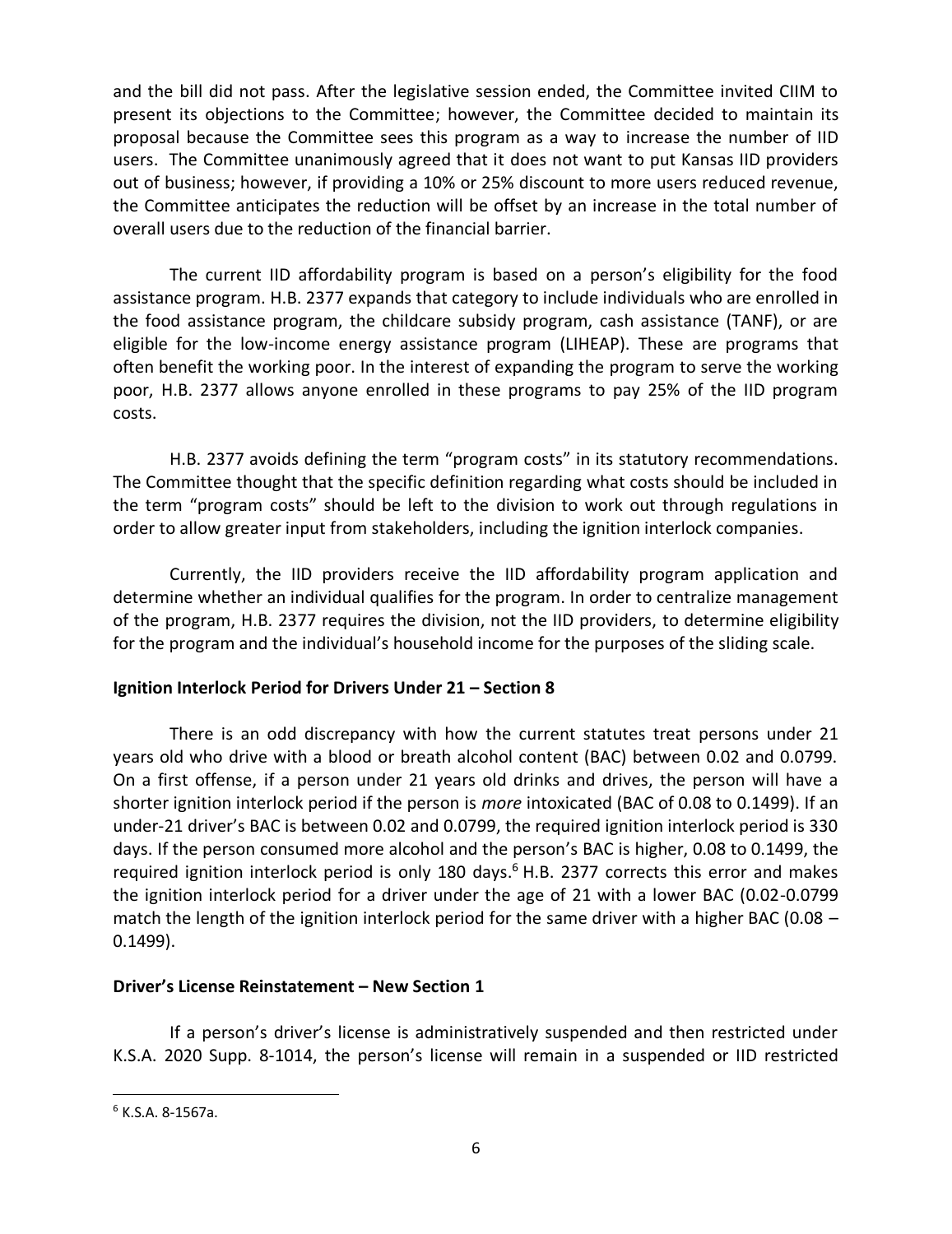and the bill did not pass. After the legislative session ended, the Committee invited CIIM to present its objections to the Committee; however, the Committee decided to maintain its proposal because the Committee sees this program as a way to increase the number of IID users. The Committee unanimously agreed that it does not want to put Kansas IID providers out of business; however, if providing a 10% or 25% discount to more users reduced revenue, the Committee anticipates the reduction will be offset by an increase in the total number of overall users due to the reduction of the financial barrier.

The current IID affordability program is based on a person's eligibility for the food assistance program. H.B. 2377 expands that category to include individuals who are enrolled in the food assistance program, the childcare subsidy program, cash assistance (TANF), or are eligible for the low-income energy assistance program (LIHEAP). These are programs that often benefit the working poor. In the interest of expanding the program to serve the working poor, H.B. 2377 allows anyone enrolled in these programs to pay 25% of the IID program costs.

H.B. 2377 avoids defining the term "program costs" in its statutory recommendations. The Committee thought that the specific definition regarding what costs should be included in the term "program costs" should be left to the division to work out through regulations in order to allow greater input from stakeholders, including the ignition interlock companies.

Currently, the IID providers receive the IID affordability program application and determine whether an individual qualifies for the program. In order to centralize management of the program, H.B. 2377 requires the division, not the IID providers, to determine eligibility for the program and the individual's household income for the purposes of the sliding scale.

**Ignition Interlock Period for Drivers Under 21 – Section 8**

There is an odd discrepancy with how the current statutes treat persons under 21 years old who drive with a blood or breath alcohol content (BAC) between 0.02 and 0.0799. On a first offense, if a person under 21 years old drinks and drives, the person will have a shorter ignition interlock period if the person is *more* intoxicated (BAC of 0.08 to 0.1499). If an under-21 driver's BAC is between 0.02 and 0.0799, the required ignition interlock period is 330 days. If the person consumed more alcohol and the person's BAC is higher, 0.08 to 0.1499, the required ignition interlock period is only 180 days.[6] H.B. 2377 corrects this error and makes the ignition interlock period for a driver under the age of 21 with a lower BAC (0.02-0.0799 match the length of the ignition interlock period for the same driver with a higher BAC (0.08 – 0.1499).

**Driver's License Reinstatement – New Section 1**

If a person's driver's license is administratively suspended and then restricted under K.S.A. 2020 Supp. 8-1014, the person's license will remain in a suspended or IID restricted

[6] K.S.A. 8-1567a.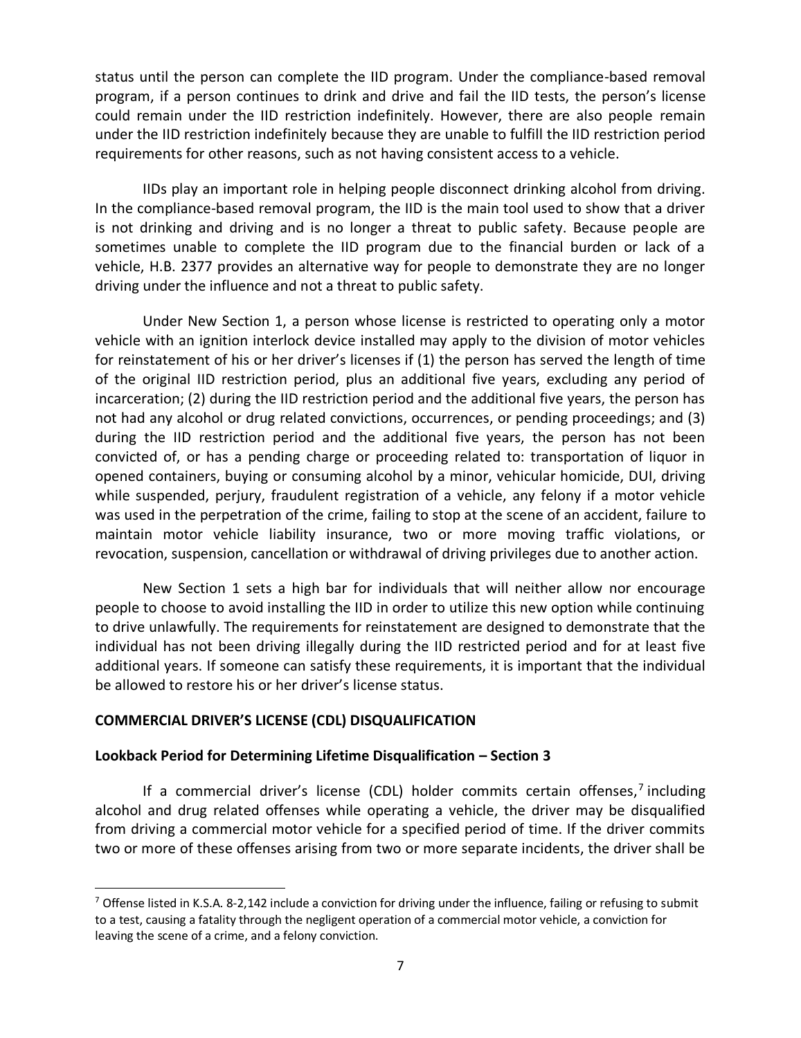status until the person can complete the IID program. Under the compliance-based removal program, if a person continues to drink and drive and fail the IID tests, the person's license could remain under the IID restriction indefinitely. However, there are also people remain under the IID restriction indefinitely because they are unable to fulfill the IID restriction period requirements for other reasons, such as not having consistent access to a vehicle.

IIDs play an important role in helping people disconnect drinking alcohol from driving. In the compliance-based removal program, the IID is the main tool used to show that a driver is not drinking and driving and is no longer a threat to public safety. Because people are sometimes unable to complete the IID program due to the financial burden or lack of a vehicle, H.B. 2377 provides an alternative way for people to demonstrate they are no longer driving under the influence and not a threat to public safety.

Under New Section 1, a person whose license is restricted to operating only a motor vehicle with an ignition interlock device installed may apply to the division of motor vehicles for reinstatement of his or her driver's licenses if (1) the person has served the length of time of the original IID restriction period, plus an additional five years, excluding any period of incarceration; (2) during the IID restriction period and the additional five years, the person has not had any alcohol or drug related convictions, occurrences, or pending proceedings; and (3) during the IID restriction period and the additional five years, the person has not been convicted of, or has a pending charge or proceeding related to: transportation of liquor in opened containers, buying or consuming alcohol by a minor, vehicular homicide, DUI, driving while suspended, perjury, fraudulent registration of a vehicle, any felony if a motor vehicle was used in the perpetration of the crime, failing to stop at the scene of an accident, failure to maintain motor vehicle liability insurance, two or more moving traffic violations, or revocation, suspension, cancellation or withdrawal of driving privileges due to another action.

New Section 1 sets a high bar for individuals that will neither allow nor encourage people to choose to avoid installing the IID in order to utilize this new option while continuing to drive unlawfully. The requirements for reinstatement are designed to demonstrate that the individual has not been driving illegally during the IID restricted period and for at least five additional years. If someone can satisfy these requirements, it is important that the individual be allowed to restore his or her driver's license status.

**COMMERCIAL DRIVER'S LICENSE (CDL) DISQUALIFICATION**

**Lookback Period for Determining Lifetime Disqualification – Section 3**

If a commercial driver's license (CDL) holder commits certain offenses,[7] including alcohol and drug related offenses while operating a vehicle, the driver may be disqualified from driving a commercial motor vehicle for a specified period of time. If the driver commits two or more of these offenses arising from two or more separate incidents, the driver shall be

[7] Offense listed in K.S.A. 8-2,142 include a conviction for driving under the influence, failing or refusing to submit to a test, causing a fatality through the negligent operation of a commercial motor vehicle, a conviction for leaving the scene of a crime, and a felony conviction.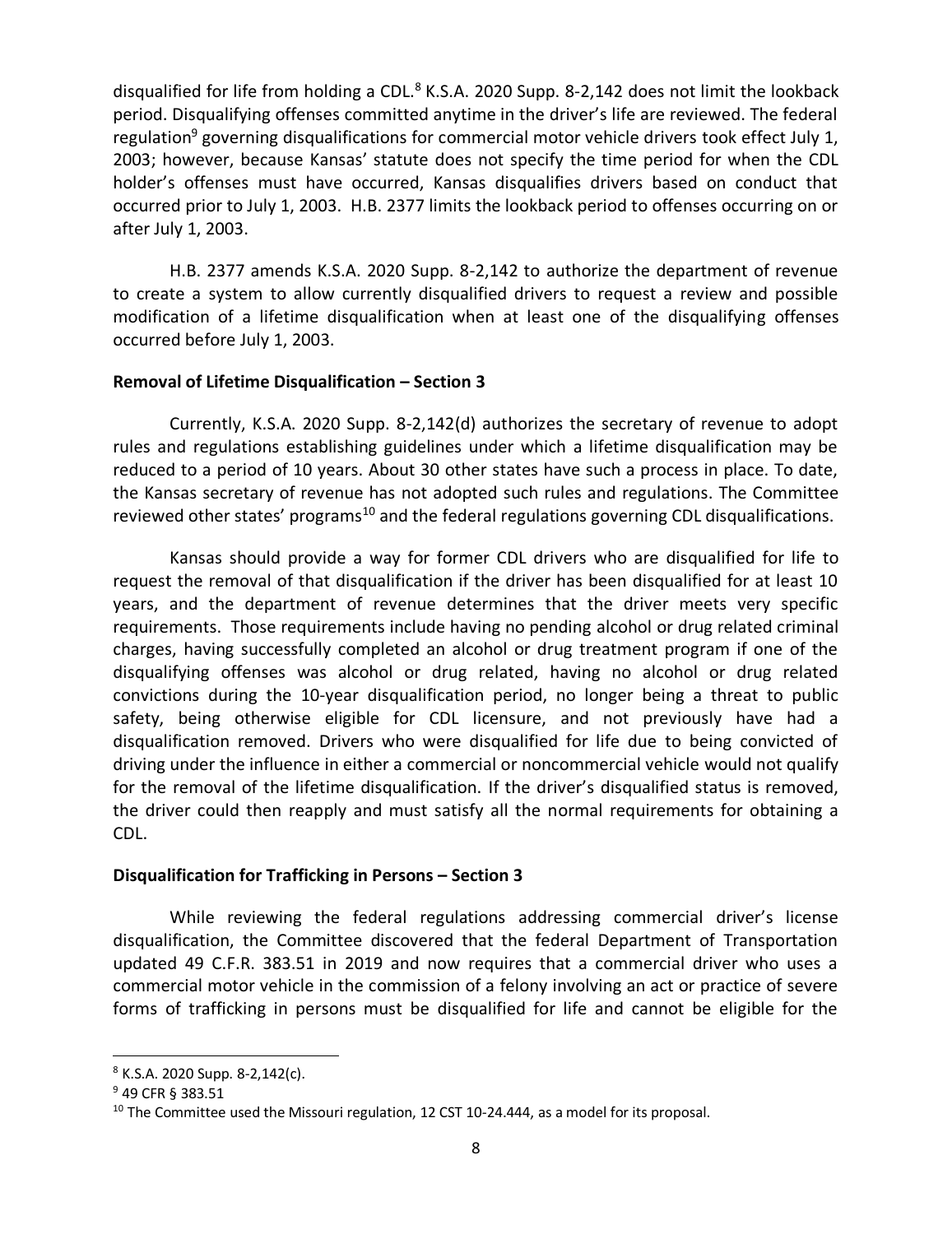disqualified for life from holding a CDL.[8] K.S.A. 2020 Supp. 8-2,142 does not limit the lookback period. Disqualifying offenses committed anytime in the driver's life are reviewed. The federal regulation[9] governing disqualifications for commercial motor vehicle drivers took effect July 1, 2003; however, because Kansas' statute does not specify the time period for when the CDL holder's offenses must have occurred, Kansas disqualifies drivers based on conduct that occurred prior to July 1, 2003. H.B. 2377 limits the lookback period to offenses occurring on or after July 1, 2003.

H.B. 2377 amends K.S.A. 2020 Supp. 8-2,142 to authorize the department of revenue to create a system to allow currently disqualified drivers to request a review and possible modification of a lifetime disqualification when at least one of the disqualifying offenses occurred before July 1, 2003.

**Removal of Lifetime Disqualification – Section 3**

Currently, K.S.A. 2020 Supp. 8-2,142(d) authorizes the secretary of revenue to adopt rules and regulations establishing guidelines under which a lifetime disqualification may be reduced to a period of 10 years. About 30 other states have such a process in place. To date, the Kansas secretary of revenue has not adopted such rules and regulations. The Committee reviewed other states' programs[10] and the federal regulations governing CDL disqualifications.

Kansas should provide a way for former CDL drivers who are disqualified for life to request the removal of that disqualification if the driver has been disqualified for at least 10 years, and the department of revenue determines that the driver meets very specific requirements. Those requirements include having no pending alcohol or drug related criminal charges, having successfully completed an alcohol or drug treatment program if one of the disqualifying offenses was alcohol or drug related, having no alcohol or drug related convictions during the 10-year disqualification period, no longer being a threat to public safety, being otherwise eligible for CDL licensure, and not previously have had a disqualification removed. Drivers who were disqualified for life due to being convicted of driving under the influence in either a commercial or noncommercial vehicle would not qualify for the removal of the lifetime disqualification. If the driver's disqualified status is removed, the driver could then reapply and must satisfy all the normal requirements for obtaining a CDL.

**Disqualification for Trafficking in Persons – Section 3**

While reviewing the federal regulations addressing commercial driver's license disqualification, the Committee discovered that the federal Department of Transportation updated 49 C.F.R. 383.51 in 2019 and now requires that a commercial driver who uses a commercial motor vehicle in the commission of a felony involving an act or practice of severe forms of trafficking in persons must be disqualified for life and cannot be eligible for the

---

[8] K.S.A. 2020 Supp. 8-2,142(c).

[9] 49 CFR § 383.51

[10] The Committee used the Missouri regulation, 12 CST 10-24.444, as a model for its proposal.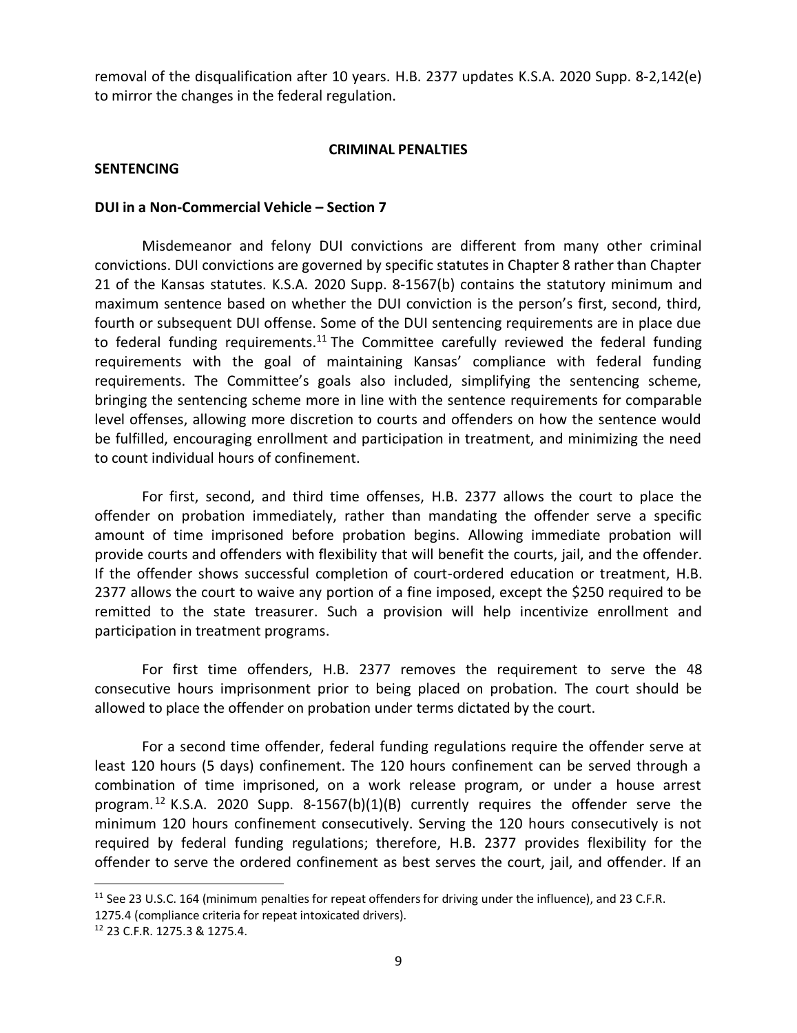removal of the disqualification after 10 years. H.B. 2377 updates K.S.A. 2020 Supp. 8-2,142(e) to mirror the changes in the federal regulation.

## CRIMINAL PENALTIES

### SENTENCING

#### DUI in a Non-Commercial Vehicle – Section 7

Misdemeanor and felony DUI convictions are different from many other criminal convictions. DUI convictions are governed by specific statutes in Chapter 8 rather than Chapter 21 of the Kansas statutes. K.S.A. 2020 Supp. 8-1567(b) contains the statutory minimum and maximum sentence based on whether the DUI conviction is the person's first, second, third, fourth or subsequent DUI offense. Some of the DUI sentencing requirements are in place due to federal funding requirements.[11] The Committee carefully reviewed the federal funding requirements with the goal of maintaining Kansas' compliance with federal funding requirements. The Committee's goals also included, simplifying the sentencing scheme, bringing the sentencing scheme more in line with the sentence requirements for comparable level offenses, allowing more discretion to courts and offenders on how the sentence would be fulfilled, encouraging enrollment and participation in treatment, and minimizing the need to count individual hours of confinement.

For first, second, and third time offenses, H.B. 2377 allows the court to place the offender on probation immediately, rather than mandating the offender serve a specific amount of time imprisoned before probation begins. Allowing immediate probation will provide courts and offenders with flexibility that will benefit the courts, jail, and the offender. If the offender shows successful completion of court-ordered education or treatment, H.B. 2377 allows the court to waive any portion of a fine imposed, except the $250 required to be remitted to the state treasurer. Such a provision will help incentivize enrollment and participation in treatment programs.

For first time offenders, H.B. 2377 removes the requirement to serve the 48 consecutive hours imprisonment prior to being placed on probation. The court should be allowed to place the offender on probation under terms dictated by the court.

For a second time offender, federal funding regulations require the offender serve at least 120 hours (5 days) confinement. The 120 hours confinement can be served through a combination of time imprisoned, on a work release program, or under a house arrest program.[12] K.S.A. 2020 Supp. 8-1567(b)(1)(B) currently requires the offender serve the minimum 120 hours confinement consecutively. Serving the 120 hours consecutively is not required by federal funding regulations; therefore, H.B. 2377 provides flexibility for the offender to serve the ordered confinement as best serves the court, jail, and offender. If an

---

[11] See 23 U.S.C. 164 (minimum penalties for repeat offenders for driving under the influence), and 23 C.F.R. 1275.4 (compliance criteria for repeat intoxicated drivers).

[12] 23 C.F.R. 1275.3 & 1275.4.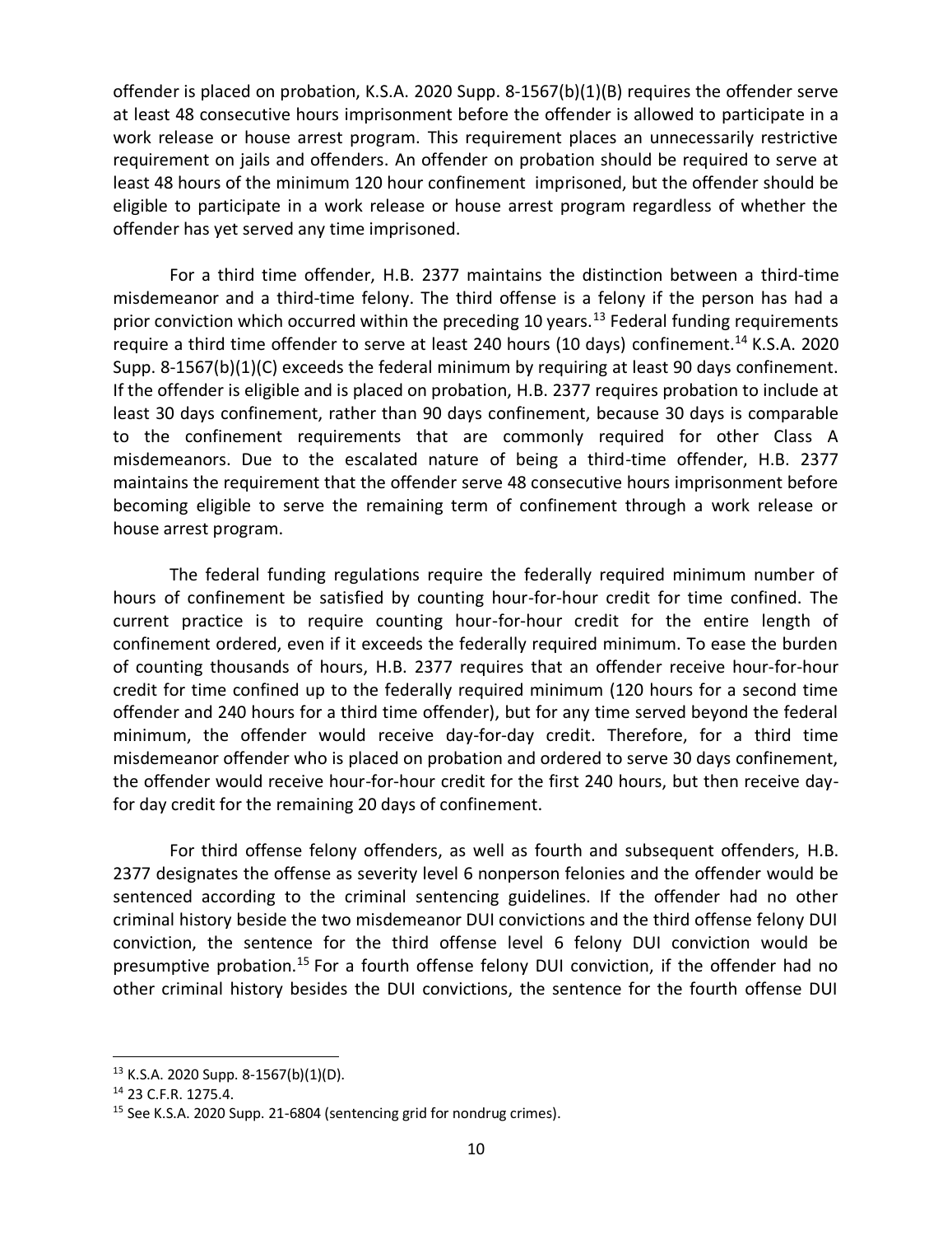offender is placed on probation, K.S.A. 2020 Supp. 8-1567(b)(1)(B) requires the offender serve at least 48 consecutive hours imprisonment before the offender is allowed to participate in a work release or house arrest program. This requirement places an unnecessarily restrictive requirement on jails and offenders. An offender on probation should be required to serve at least 48 hours of the minimum 120 hour confinement imprisoned, but the offender should be eligible to participate in a work release or house arrest program regardless of whether the offender has yet served any time imprisoned.

For a third time offender, H.B. 2377 maintains the distinction between a third-time misdemeanor and a third-time felony. The third offense is a felony if the person has had a prior conviction which occurred within the preceding 10 years.[13] Federal funding requirements require a third time offender to serve at least 240 hours (10 days) confinement.[14] K.S.A. 2020 Supp. 8-1567(b)(1)(C) exceeds the federal minimum by requiring at least 90 days confinement. If the offender is eligible and is placed on probation, H.B. 2377 requires probation to include at least 30 days confinement, rather than 90 days confinement, because 30 days is comparable to the confinement requirements that are commonly required for other Class A misdemeanors. Due to the escalated nature of being a third-time offender, H.B. 2377 maintains the requirement that the offender serve 48 consecutive hours imprisonment before becoming eligible to serve the remaining term of confinement through a work release or house arrest program.

The federal funding regulations require the federally required minimum number of hours of confinement be satisfied by counting hour-for-hour credit for time confined. The current practice is to require counting hour-for-hour credit for the entire length of confinement ordered, even if it exceeds the federally required minimum. To ease the burden of counting thousands of hours, H.B. 2377 requires that an offender receive hour-for-hour credit for time confined up to the federally required minimum (120 hours for a second time offender and 240 hours for a third time offender), but for any time served beyond the federal minimum, the offender would receive day-for-day credit. Therefore, for a third time misdemeanor offender who is placed on probation and ordered to serve 30 days confinement, the offender would receive hour-for-hour credit for the first 240 hours, but then receive day-for day credit for the remaining 20 days of confinement.

For third offense felony offenders, as well as fourth and subsequent offenders, H.B. 2377 designates the offense as severity level 6 nonperson felonies and the offender would be sentenced according to the criminal sentencing guidelines. If the offender had no other criminal history beside the two misdemeanor DUI convictions and the third offense felony DUI conviction, the sentence for the third offense level 6 felony DUI conviction would be presumptive probation.[15] For a fourth offense felony DUI conviction, if the offender had no other criminal history besides the DUI convictions, the sentence for the fourth offense DUI

---

[13] K.S.A. 2020 Supp. 8-1567(b)(1)(D).

[14] 23 C.F.R. 1275.4.

[15] See K.S.A. 2020 Supp. 21-6804 (sentencing grid for nondrug crimes).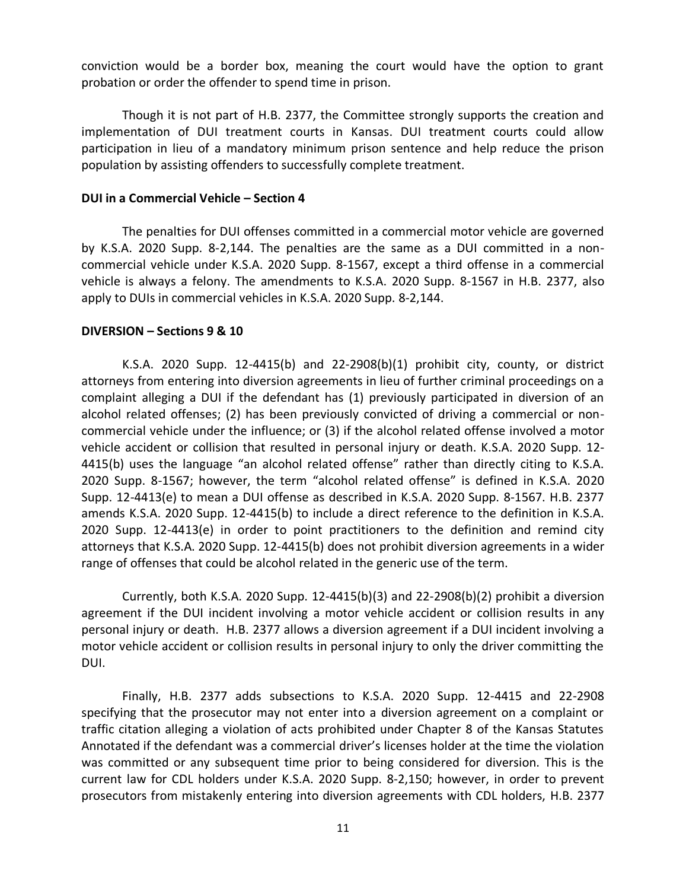conviction would be a border box, meaning the court would have the option to grant probation or order the offender to spend time in prison.

Though it is not part of H.B. 2377, the Committee strongly supports the creation and implementation of DUI treatment courts in Kansas. DUI treatment courts could allow participation in lieu of a mandatory minimum prison sentence and help reduce the prison population by assisting offenders to successfully complete treatment.

**DUI in a Commercial Vehicle – Section 4**

The penalties for DUI offenses committed in a commercial motor vehicle are governed by K.S.A. 2020 Supp. 8-2,144. The penalties are the same as a DUI committed in a non-commercial vehicle under K.S.A. 2020 Supp. 8-1567, except a third offense in a commercial vehicle is always a felony. The amendments to K.S.A. 2020 Supp. 8-1567 in H.B. 2377, also apply to DUIs in commercial vehicles in K.S.A. 2020 Supp. 8-2,144.

**DIVERSION – Sections 9 & 10**

K.S.A. 2020 Supp. 12-4415(b) and 22-2908(b)(1) prohibit city, county, or district attorneys from entering into diversion agreements in lieu of further criminal proceedings on a complaint alleging a DUI if the defendant has (1) previously participated in diversion of an alcohol related offenses; (2) has been previously convicted of driving a commercial or non-commercial vehicle under the influence; or (3) if the alcohol related offense involved a motor vehicle accident or collision that resulted in personal injury or death. K.S.A. 2020 Supp. 12-4415(b) uses the language "an alcohol related offense" rather than directly citing to K.S.A. 2020 Supp. 8-1567; however, the term "alcohol related offense" is defined in K.S.A. 2020 Supp. 12-4413(e) to mean a DUI offense as described in K.S.A. 2020 Supp. 8-1567. H.B. 2377 amends K.S.A. 2020 Supp. 12-4415(b) to include a direct reference to the definition in K.S.A. 2020 Supp. 12-4413(e) in order to point practitioners to the definition and remind city attorneys that K.S.A. 2020 Supp. 12-4415(b) does not prohibit diversion agreements in a wider range of offenses that could be alcohol related in the generic use of the term.

Currently, both K.S.A. 2020 Supp. 12-4415(b)(3) and 22-2908(b)(2) prohibit a diversion agreement if the DUI incident involving a motor vehicle accident or collision results in any personal injury or death. H.B. 2377 allows a diversion agreement if a DUI incident involving a motor vehicle accident or collision results in personal injury to only the driver committing the DUI.

Finally, H.B. 2377 adds subsections to K.S.A. 2020 Supp. 12-4415 and 22-2908 specifying that the prosecutor may not enter into a diversion agreement on a complaint or traffic citation alleging a violation of acts prohibited under Chapter 8 of the Kansas Statutes Annotated if the defendant was a commercial driver's licenses holder at the time the violation was committed or any subsequent time prior to being considered for diversion. This is the current law for CDL holders under K.S.A. 2020 Supp. 8-2,150; however, in order to prevent prosecutors from mistakenly entering into diversion agreements with CDL holders, H.B. 2377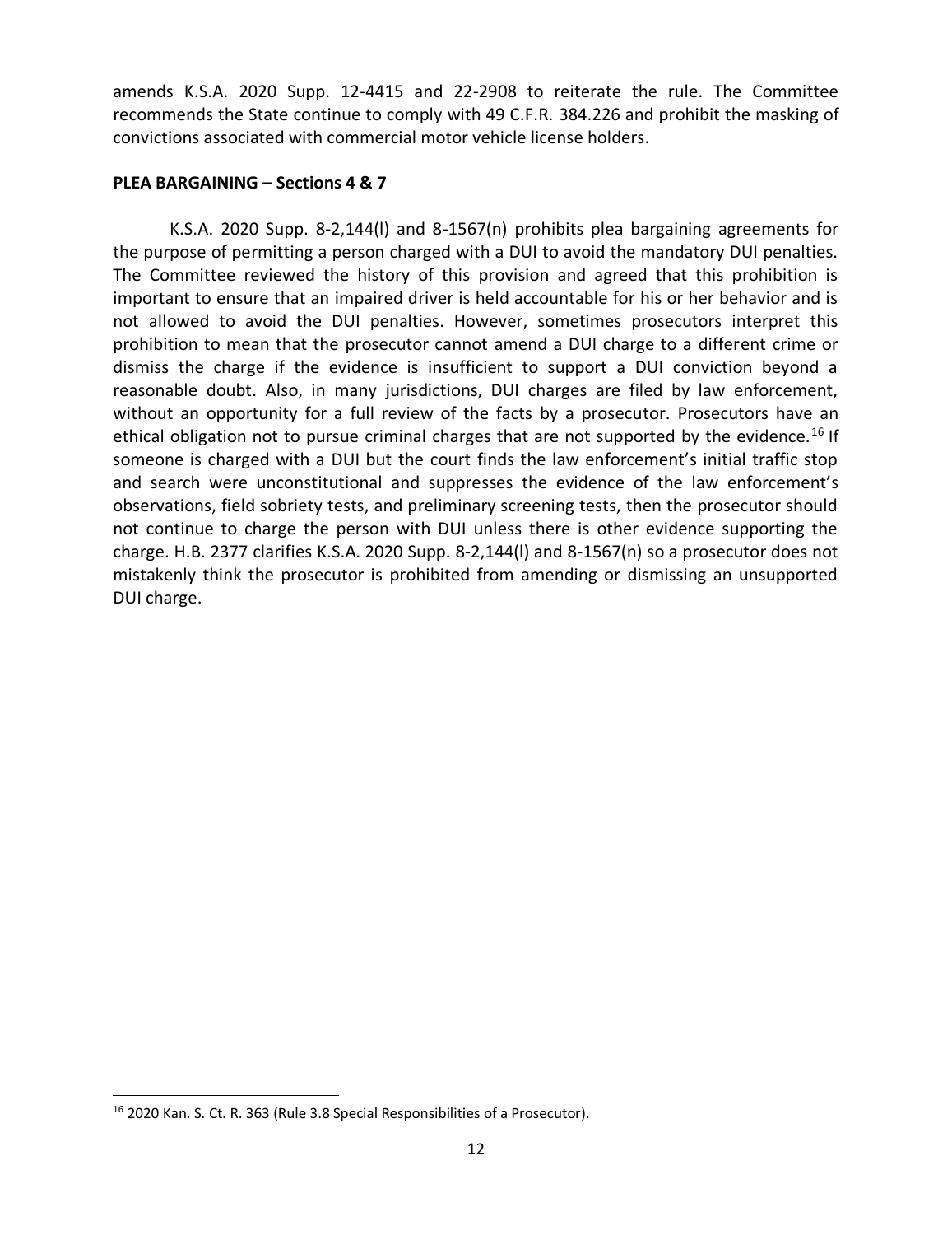amends K.S.A. 2020 Supp. 12-4415 and 22-2908 to reiterate the rule. The Committee recommends the State continue to comply with 49 C.F.R. 384.226 and prohibit the masking of convictions associated with commercial motor vehicle license holders.

**PLEA BARGAINING – Sections 4 & 7**

K.S.A. 2020 Supp. 8-2,144(l) and 8-1567(n) prohibits plea bargaining agreements for the purpose of permitting a person charged with a DUI to avoid the mandatory DUI penalties. The Committee reviewed the history of this provision and agreed that this prohibition is important to ensure that an impaired driver is held accountable for his or her behavior and is not allowed to avoid the DUI penalties. However, sometimes prosecutors interpret this prohibition to mean that the prosecutor cannot amend a DUI charge to a different crime or dismiss the charge if the evidence is insufficient to support a DUI conviction beyond a reasonable doubt. Also, in many jurisdictions, DUI charges are filed by law enforcement, without an opportunity for a full review of the facts by a prosecutor. Prosecutors have an ethical obligation not to pursue criminal charges that are not supported by the evidence.[16] If someone is charged with a DUI but the court finds the law enforcement's initial traffic stop and search were unconstitutional and suppresses the evidence of the law enforcement's observations, field sobriety tests, and preliminary screening tests, then the prosecutor should not continue to charge the person with DUI unless there is other evidence supporting the charge. H.B. 2377 clarifies K.S.A. 2020 Supp. 8-2,144(l) and 8-1567(n) so a prosecutor does not mistakenly think the prosecutor is prohibited from amending or dismissing an unsupported DUI charge.

[16] 2020 Kan. S. Ct. R. 363 (Rule 3.8 Special Responsibilities of a Prosecutor).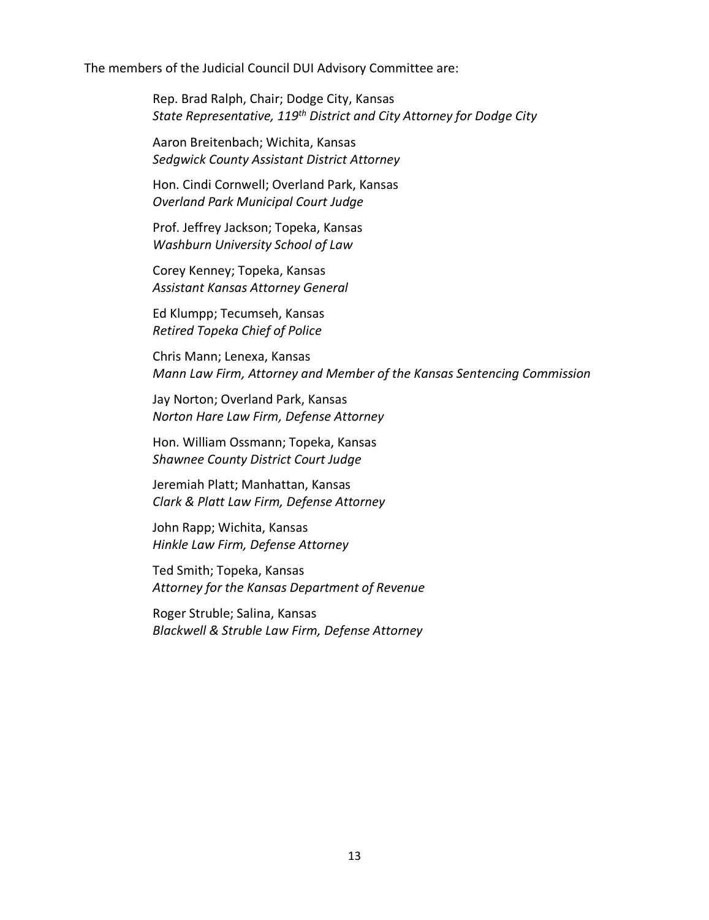The members of the Judicial Council DUI Advisory Committee are:

Rep. Brad Ralph, Chair; Dodge City, Kansas
*State Representative, 119th District and City Attorney for Dodge City*

Aaron Breitenbach; Wichita, Kansas
*Sedgwick County Assistant District Attorney*

Hon. Cindi Cornwell; Overland Park, Kansas
*Overland Park Municipal Court Judge*

Prof. Jeffrey Jackson; Topeka, Kansas
*Washburn University School of Law*

Corey Kenney; Topeka, Kansas
*Assistant Kansas Attorney General*

Ed Klumpp; Tecumseh, Kansas
*Retired Topeka Chief of Police*

Chris Mann; Lenexa, Kansas
*Mann Law Firm, Attorney and Member of the Kansas Sentencing Commission*

Jay Norton; Overland Park, Kansas
*Norton Hare Law Firm, Defense Attorney*

Hon. William Ossmann; Topeka, Kansas
*Shawnee County District Court Judge*

Jeremiah Platt; Manhattan, Kansas
*Clark & Platt Law Firm, Defense Attorney*

John Rapp; Wichita, Kansas
*Hinkle Law Firm, Defense Attorney*

Ted Smith; Topeka, Kansas
*Attorney for the Kansas Department of Revenue*

Roger Struble; Salina, Kansas
*Blackwell & Struble Law Firm, Defense Attorney*